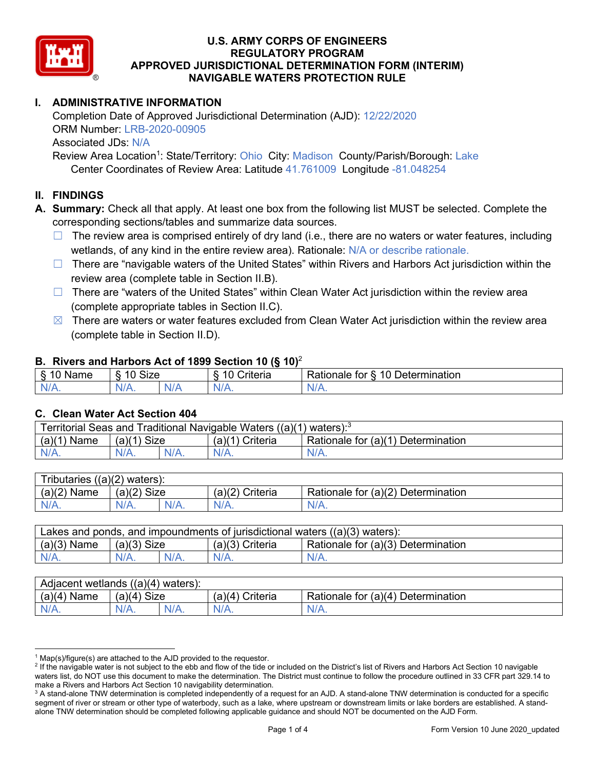# U.S. ARMY CORPS OF ENGINEERS
# REGULATORY PROGRAM
# APPROVED JURISDICTIONAL DETERMINATION FORM (INTERIM)
# NAVIGABLE WATERS PROTECTION RULE

## I. ADMINISTRATIVE INFORMATION

Completion Date of Approved Jurisdictional Determination (AJD): 12/22/2020
ORM Number: LRB-2020-00905
Associated JDs: N/A
Review Area Location[1]: State/Territory: Ohio City: Madison County/Parish/Borough: Lake
Center Coordinates of Review Area: Latitude 41.761009 Longitude -81.048254

## II. FINDINGS

**A. Summary:** Check all that apply. At least one box from the following list MUST be selected. Complete the corresponding sections/tables and summarize data sources.

- ☐ The review area is comprised entirely of dry land (i.e., there are no waters or water features, including wetlands, of any kind in the entire review area). Rationale: N/A or describe rationale.
- ☐ There are "navigable waters of the United States" within Rivers and Harbors Act jurisdiction within the review area (complete table in Section II.B).
- ☐ There are "waters of the United States" within Clean Water Act jurisdiction within the review area (complete appropriate tables in Section II.C).
- ☒ There are waters or water features excluded from Clean Water Act jurisdiction within the review area (complete table in Section II.D).

### B. Rivers and Harbors Act of 1899 Section 10 (§ 10)[2]

| § 10 Name | § 10 Size | | § 10 Criteria | Rationale for § 10 Determination |
|---|---|---|---|---|
| N/A. | N/A. | N/A | N/A. | N/A. |

### C. Clean Water Act Section 404

| Territorial Seas and Traditional Navigable Waters ((a)(1) waters):[3] | | | | |
|---|---|---|---|---|
| (a)(1) Name | (a)(1) Size | | (a)(1) Criteria | Rationale for (a)(1) Determination |
| N/A. | N/A. | N/A. | N/A. | N/A. |

| Tributaries ((a)(2) waters): | | | | |
|---|---|---|---|---|
| (a)(2) Name | (a)(2) Size | | (a)(2) Criteria | Rationale for (a)(2) Determination |
| N/A. | N/A. | N/A. | N/A. | N/A. |

| Lakes and ponds, and impoundments of jurisdictional waters ((a)(3) waters): | | | | |
|---|---|---|---|---|
| (a)(3) Name | (a)(3) Size | | (a)(3) Criteria | Rationale for (a)(3) Determination |
| N/A. | N/A. | N/A. | N/A. | N/A. |

| Adjacent wetlands ((a)(4) waters): | | | | |
|---|---|---|---|---|
| (a)(4) Name | (a)(4) Size | | (a)(4) Criteria | Rationale for (a)(4) Determination |
| N/A. | N/A. | N/A. | N/A. | N/A. |

---

[1] Map(s)/figure(s) are attached to the AJD provided to the requestor.

[2] If the navigable water is not subject to the ebb and flow of the tide or included on the District's list of Rivers and Harbors Act Section 10 navigable waters list, do NOT use this document to make the determination. The District must continue to follow the procedure outlined in 33 CFR part 329.14 to make a Rivers and Harbors Act Section 10 navigability determination.

[3] A stand-alone TNW determination is completed independently of a request for an AJD. A stand-alone TNW determination is conducted for a specific segment of river or stream or other type of waterbody, such as a lake, where upstream or downstream limits or lake borders are established. A stand-alone TNW determination should be completed following applicable guidance and should NOT be documented on the AJD Form.

Form Version 10 June 2020_updated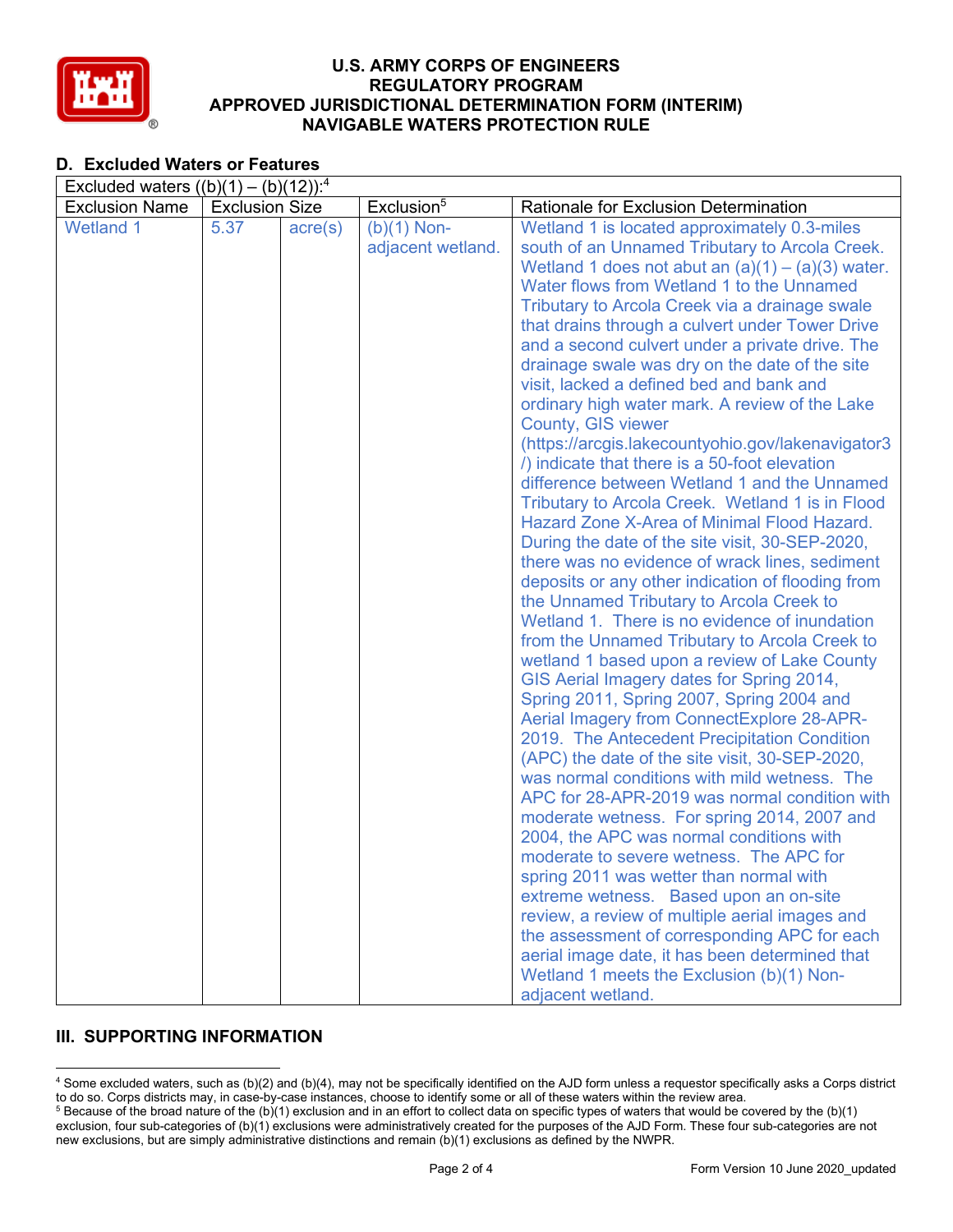# U.S. ARMY CORPS OF ENGINEERS
## REGULATORY PROGRAM
## APPROVED JURISDICTIONAL DETERMINATION FORM (INTERIM)
## NAVIGABLE WATERS PROTECTION RULE

### D. Excluded Waters or Features

| Excluded waters ((b)(1) – (b)(12)):[4] | | | | |
|---|---|---|---|---|
| Exclusion Name | Exclusion Size | | Exclusion[5] | Rationale for Exclusion Determination |
| Wetland 1 | 5.37 | acre(s) | (b)(1) Non-adjacent wetland. | Wetland 1 is located approximately 0.3-miles south of an Unnamed Tributary to Arcola Creek. Wetland 1 does not abut an (a)(1) – (a)(3) water. Water flows from Wetland 1 to the Unnamed Tributary to Arcola Creek via a drainage swale that drains through a culvert under Tower Drive and a second culvert under a private drive. The drainage swale was dry on the date of the site visit, lacked a defined bed and bank and ordinary high water mark. A review of the Lake County, GIS viewer (https://arcgis.lakecountyohio.gov/lakenavigator3/) indicate that there is a 50-foot elevation difference between Wetland 1 and the Unnamed Tributary to Arcola Creek. Wetland 1 is in Flood Hazard Zone X-Area of Minimal Flood Hazard. During the date of the site visit, 30-SEP-2020, there was no evidence of wrack lines, sediment deposits or any other indication of flooding from the Unnamed Tributary to Arcola Creek to Wetland 1. There is no evidence of inundation from the Unnamed Tributary to Arcola Creek to wetland 1 based upon a review of Lake County GIS Aerial Imagery dates for Spring 2014, Spring 2011, Spring 2007, Spring 2004 and Aerial Imagery from ConnectExplore 28-APR-2019. The Antecedent Precipitation Condition (APC) the date of the site visit, 30-SEP-2020, was normal conditions with mild wetness. The APC for 28-APR-2019 was normal condition with moderate wetness. For spring 2014, 2007 and 2004, the APC was normal conditions with moderate to severe wetness. The APC for spring 2011 was wetter than normal with extreme wetness. Based upon an on-site review, a review of multiple aerial images and the assessment of corresponding APC for each aerial image date, it has been determined that Wetland 1 meets the Exclusion (b)(1) Non-adjacent wetland. |

## III. SUPPORTING INFORMATION

[4] Some excluded waters, such as (b)(2) and (b)(4), may not be specifically identified on the AJD form unless a requestor specifically asks a Corps district to do so. Corps districts may, in case-by-case instances, choose to identify some or all of these waters within the review area.
[5] Because of the broad nature of the (b)(1) exclusion and in an effort to collect data on specific types of waters that would be covered by the (b)(1) exclusion, four sub-categories of (b)(1) exclusions were administratively created for the purposes of the AJD Form. These four sub-categories are not new exclusions, but are simply administrative distinctions and remain (b)(1) exclusions as defined by the NWPR.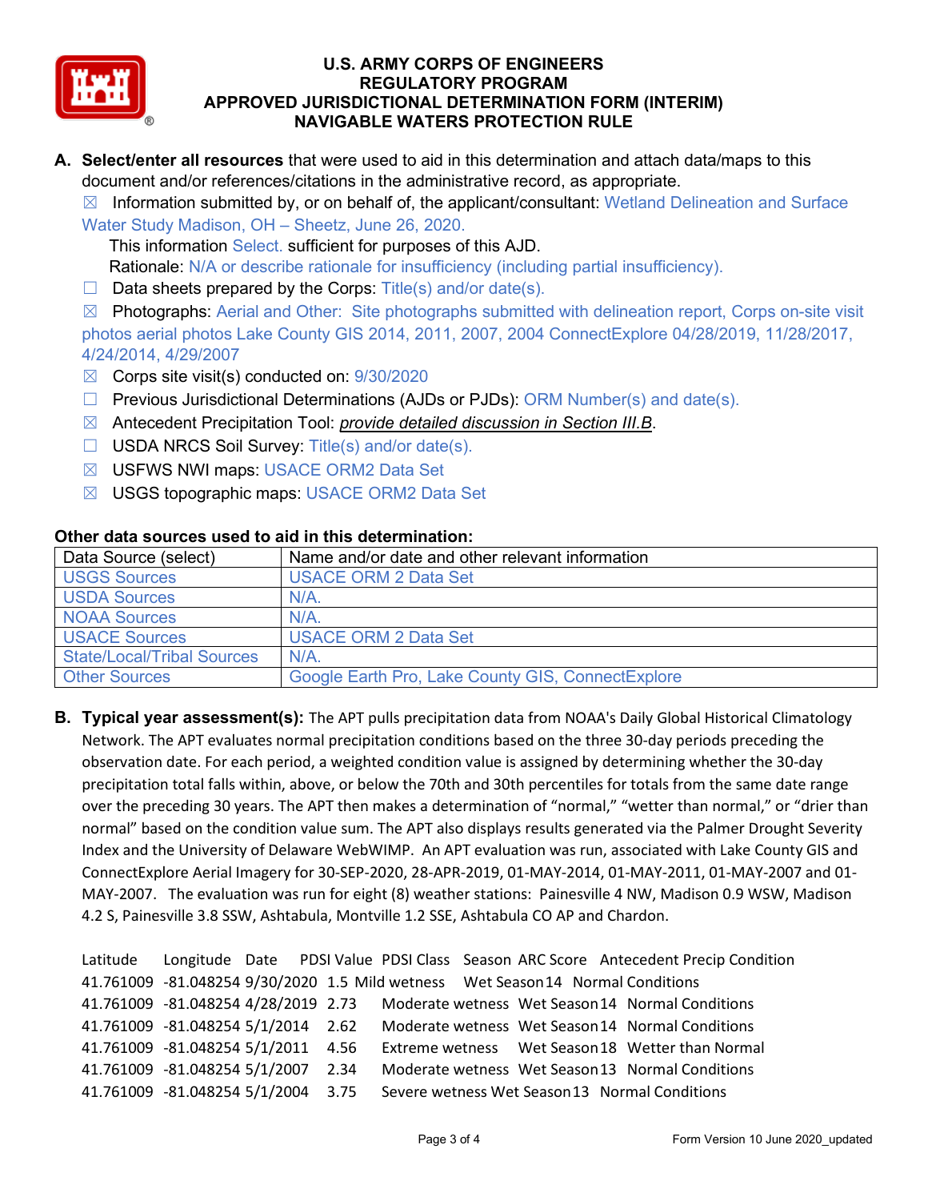# U.S. ARMY CORPS OF ENGINEERS
# REGULATORY PROGRAM
# APPROVED JURISDICTIONAL DETERMINATION FORM (INTERIM)
# NAVIGABLE WATERS PROTECTION RULE

**A. Select/enter all resources** that were used to aid in this determination and attach data/maps to this document and/or references/citations in the administrative record, as appropriate.

☒ Information submitted by, or on behalf of, the applicant/consultant: Wetland Delineation and Surface Water Study Madison, OH – Sheetz, June 26, 2020.

This information Select. sufficient for purposes of this AJD.

Rationale: N/A or describe rationale for insufficiency (including partial insufficiency).

☐ Data sheets prepared by the Corps: Title(s) and/or date(s).

☒ Photographs: Aerial and Other: Site photographs submitted with delineation report, Corps on-site visit photos aerial photos Lake County GIS 2014, 2011, 2007, 2004 ConnectExplore 04/28/2019, 11/28/2017, 4/24/2014, 4/29/2007

☒ Corps site visit(s) conducted on: 9/30/2020

☐ Previous Jurisdictional Determinations (AJDs or PJDs): ORM Number(s) and date(s).

☒ Antecedent Precipitation Tool: *provide detailed discussion in Section III.B*.

☐ USDA NRCS Soil Survey: Title(s) and/or date(s).

☒ USFWS NWI maps: USACE ORM2 Data Set

☒ USGS topographic maps: USACE ORM2 Data Set

**Other data sources used to aid in this determination:**

| Data Source (select) | Name and/or date and other relevant information |
|---|---|
| USGS Sources | USACE ORM 2 Data Set |
| USDA Sources | N/A. |
| NOAA Sources | N/A. |
| USACE Sources | USACE ORM 2 Data Set |
| State/Local/Tribal Sources | N/A. |
| Other Sources | Google Earth Pro, Lake County GIS, ConnectExplore |

**B. Typical year assessment(s):** The APT pulls precipitation data from NOAA's Daily Global Historical Climatology Network. The APT evaluates normal precipitation conditions based on the three 30-day periods preceding the observation date. For each period, a weighted condition value is assigned by determining whether the 30-day precipitation total falls within, above, or below the 70th and 30th percentiles for totals from the same date range over the preceding 30 years. The APT then makes a determination of "normal," "wetter than normal," or "drier than normal" based on the condition value sum. The APT also displays results generated via the Palmer Drought Severity Index and the University of Delaware WebWIMP. An APT evaluation was run, associated with Lake County GIS and ConnectExplore Aerial Imagery for 30-SEP-2020, 28-APR-2019, 01-MAY-2014, 01-MAY-2011, 01-MAY-2007 and 01-MAY-2007. The evaluation was run for eight (8) weather stations: Painesville 4 NW, Madison 0.9 WSW, Madison 4.2 S, Painesville 3.8 SSW, Ashtabula, Montville 1.2 SSE, Ashtabula CO AP and Chardon.

| Latitude | Longitude | Date | PDSI Value | PDSI Class | Season | ARC Score | Antecedent Precip Condition |
|---|---|---|---|---|---|---|---|
| 41.761009 | -81.048254 | 9/30/2020 | 1.5 | Mild wetness | Wet Season | 14 | Normal Conditions |
| 41.761009 | -81.048254 | 4/28/2019 | 2.73 | Moderate wetness | Wet Season | 14 | Normal Conditions |
| 41.761009 | -81.048254 | 5/1/2014 | 2.62 | Moderate wetness | Wet Season | 14 | Normal Conditions |
| 41.761009 | -81.048254 | 5/1/2011 | 4.56 | Extreme wetness | Wet Season | 18 | Wetter than Normal |
| 41.761009 | -81.048254 | 5/1/2007 | 2.34 | Moderate wetness | Wet Season | 13 | Normal Conditions |
| 41.761009 | -81.048254 | 5/1/2004 | 3.75 | Severe wetness | Wet Season | 13 | Normal Conditions |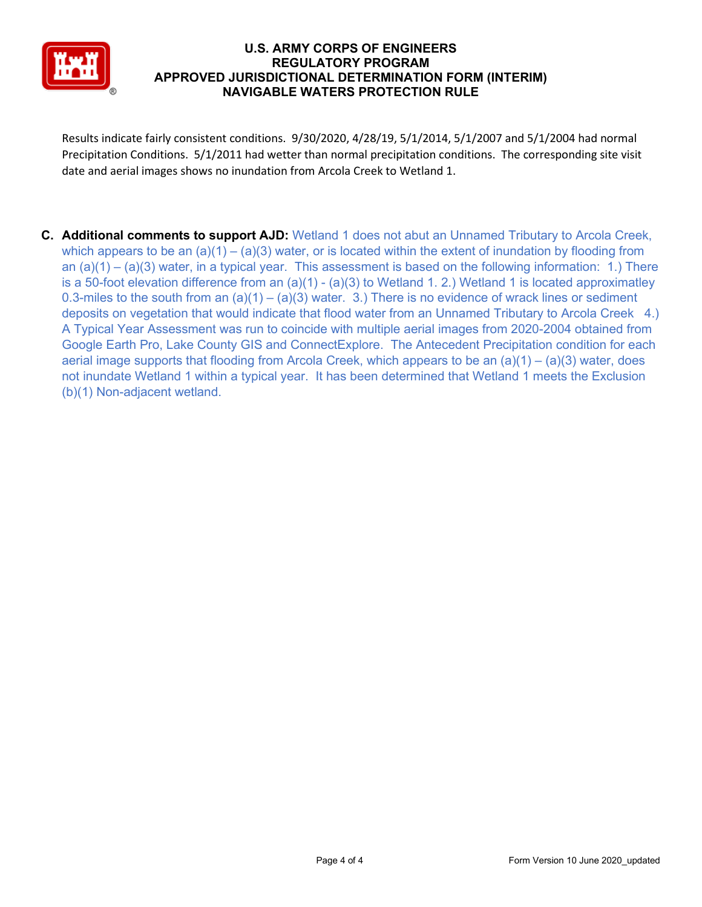Results indicate fairly consistent conditions. 9/30/2020, 4/28/19, 5/1/2014, 5/1/2007 and 5/1/2004 had normal Precipitation Conditions. 5/1/2011 had wetter than normal precipitation conditions. The corresponding site visit date and aerial images shows no inundation from Arcola Creek to Wetland 1.

**C. Additional comments to support AJD:** Wetland 1 does not abut an Unnamed Tributary to Arcola Creek, which appears to be an (a)(1) – (a)(3) water, or is located within the extent of inundation by flooding from an (a)(1) – (a)(3) water, in a typical year. This assessment is based on the following information: 1.) There is a 50-foot elevation difference from an (a)(1) - (a)(3) to Wetland 1. 2.) Wetland 1 is located approximatley 0.3-miles to the south from an (a)(1) – (a)(3) water. 3.) There is no evidence of wrack lines or sediment deposits on vegetation that would indicate that flood water from an Unnamed Tributary to Arcola Creek 4.) A Typical Year Assessment was run to coincide with multiple aerial images from 2020-2004 obtained from Google Earth Pro, Lake County GIS and ConnectExplore. The Antecedent Precipitation condition for each aerial image supports that flooding from Arcola Creek, which appears to be an (a)(1) – (a)(3) water, does not inundate Wetland 1 within a typical year. It has been determined that Wetland 1 meets the Exclusion (b)(1) Non-adjacent wetland.